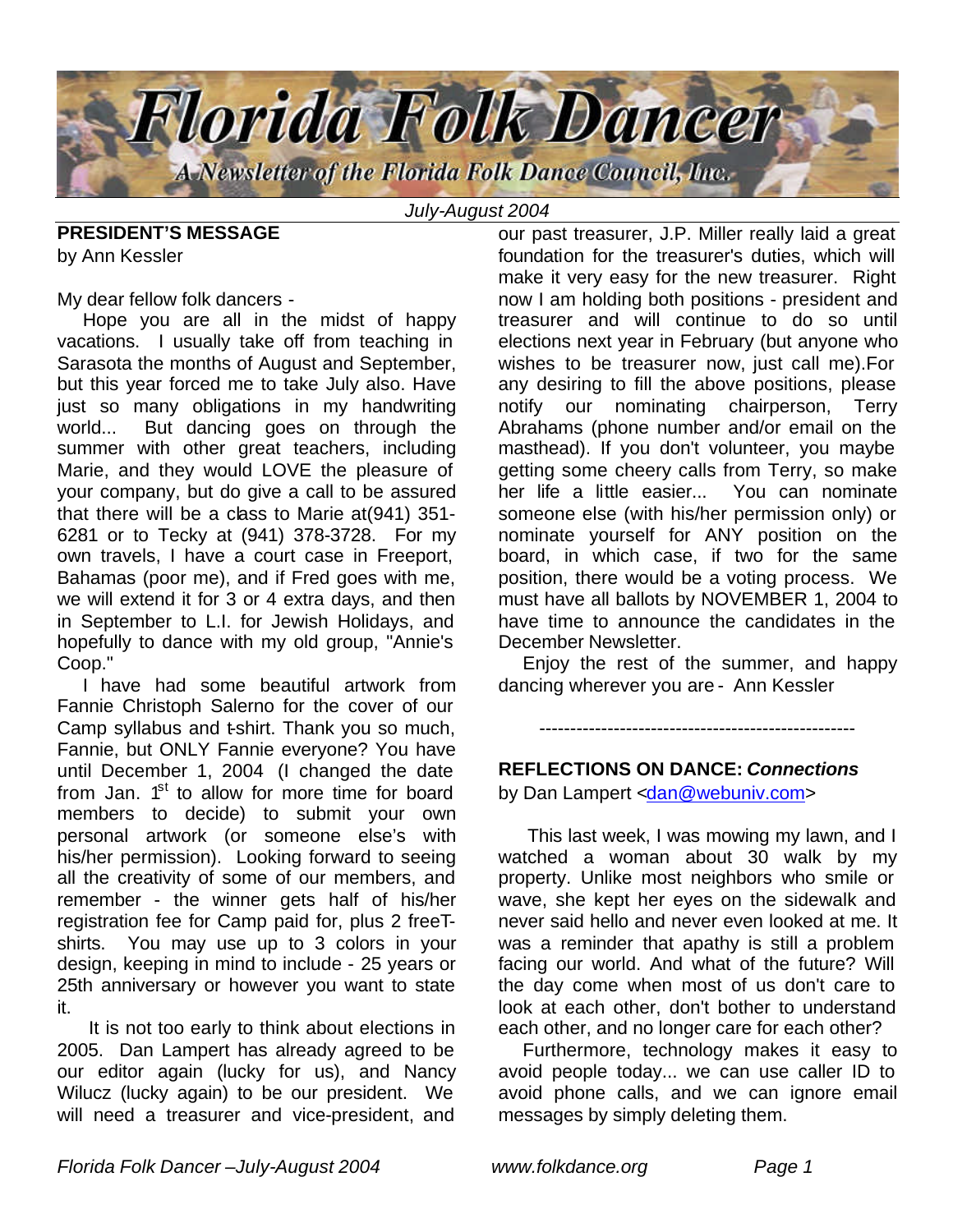# Florida Folk Dancer

*A Newsletter of the Florida Folk Dance Council, Inc.*

*July-August 2004*

## PRESIDENT'S MESSAGE

by Ann Kessler

My dear fellow folk dancers -

Hope you are all in the midst of happy vacations. I usually take off from teaching in Sarasota the months of August and September, but this year forced me to take July also. Have just so many obligations in my handwriting world... But dancing goes on through the summer with other great teachers, including Marie, and they would LOVE the pleasure of your company, but do give a call to be assured that there will be a class to Marie at(941) 351-6281 or to Tecky at (941) 378-3728. For my own travels, I have a court case in Freeport, Bahamas (poor me), and if Fred goes with me, we will extend it for 3 or 4 extra days, and then in September to L.I. for Jewish Holidays, and hopefully to dance with my old group, "Annie's Coop."

I have had some beautiful artwork from Fannie Christoph Salerno for the cover of our Camp syllabus and t-shirt. Thank you so much, Fannie, but ONLY Fannie everyone? You have until December 1, 2004 (I changed the date from Jan. 1st to allow for more time for board members to decide) to submit your own personal artwork (or someone else's with his/her permission). Looking forward to seeing all the creativity of some of our members, and remember - the winner gets half of his/her registration fee for Camp paid for, plus 2 free T-shirts. You may use up to 3 colors in your design, keeping in mind to include - 25 years or 25th anniversary or however you want to state it.

It is not too early to think about elections in 2005. Dan Lampert has already agreed to be our editor again (lucky for us), and Nancy Wilucz (lucky again) to be our president. We will need a treasurer and vice-president, and our past treasurer, J.P. Miller really laid a great foundation for the treasurer's duties, which will make it very easy for the new treasurer. Right now I am holding both positions - president and treasurer and will continue to do so until elections next year in February (but anyone who wishes to be treasurer now, just call me).For any desiring to fill the above positions, please notify our nominating chairperson, Terry Abrahams (phone number and/or email on the masthead). If you don't volunteer, you maybe getting some cheery calls from Terry, so make her life a little easier... You can nominate someone else (with his/her permission only) or nominate yourself for ANY position on the board, in which case, if two for the same position, there would be a voting process. We must have all ballots by NOVEMBER 1, 2004 to have time to announce the candidates in the December Newsletter.

Enjoy the rest of the summer, and happy dancing wherever you are - Ann Kessler

---------------------------------------------------

## REFLECTIONS ON DANCE: *Connections*

by Dan Lampert <dan@webuniv.com>

This last week, I was mowing my lawn, and I watched a woman about 30 walk by my property. Unlike most neighbors who smile or wave, she kept her eyes on the sidewalk and never said hello and never even looked at me. It was a reminder that apathy is still a problem facing our world. And what of the future? Will the day come when most of us don't care to look at each other, don't bother to understand each other, and no longer care for each other?

Furthermore, technology makes it easy to avoid people today... we can use caller ID to avoid phone calls, and we can ignore email messages by simply deleting them.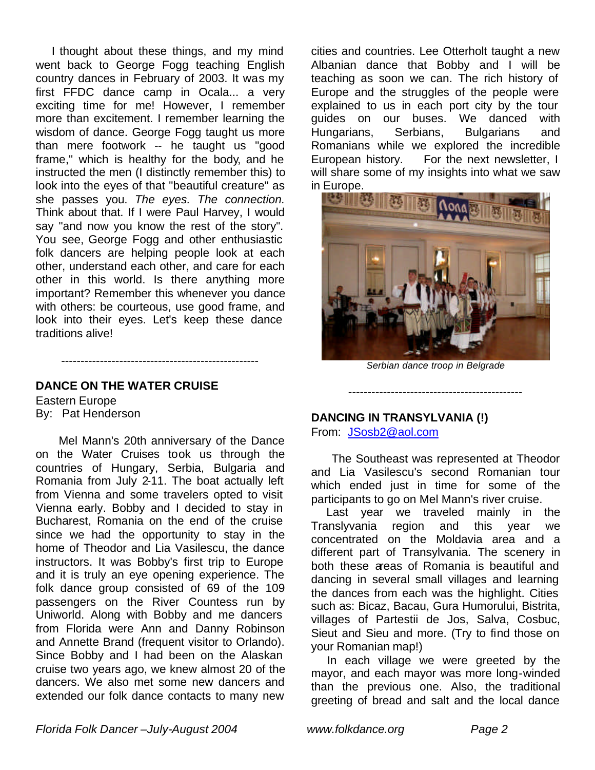I thought about these things, and my mind went back to George Fogg teaching English country dances in February of 2003. It was my first FFDC dance camp in Ocala... a very exciting time for me! However, I remember more than excitement. I remember learning the wisdom of dance. George Fogg taught us more than mere footwork -- he taught us "good frame," which is healthy for the body, and he instructed the men (I distinctly remember this) to look into the eyes of that "beautiful creature" as she passes you. *The eyes. The connection.* Think about that. If I were Paul Harvey, I would say "and now you know the rest of the story". You see, George Fogg and other enthusiastic folk dancers are helping people look at each other, understand each other, and care for each other in this world. Is there anything more important? Remember this whenever you dance with others: be courteous, use good frame, and look into their eyes. Let's keep these dance traditions alive!

----------------------------------------------------

**DANCE ON THE WATER CRUISE**

Eastern Europe

By: Pat Henderson

Mel Mann's 20th anniversary of the Dance on the Water Cruises took us through the countries of Hungary, Serbia, Bulgaria and Romania from July 2-11. The boat actually left from Vienna and some travelers opted to visit Vienna early. Bobby and I decided to stay in Bucharest, Romania on the end of the cruise since we had the opportunity to stay in the home of Theodor and Lia Vasilescu, the dance instructors. It was Bobby's first trip to Europe and it is truly an eye opening experience. The folk dance group consisted of 69 of the 109 passengers on the River Countess run by Uniworld. Along with Bobby and me dancers from Florida were Ann and Danny Robinson and Annette Brand (frequent visitor to Orlando). Since Bobby and I had been on the Alaskan cruise two years ago, we knew almost 20 of the dancers. We also met some new dancers and extended our folk dance contacts to many new cities and countries. Lee Otterholt taught a new Albanian dance that Bobby and I will be teaching as soon we can. The rich history of Europe and the struggles of the people were explained to us in each port city by the tour guides on our buses. We danced with Hungarians, Serbians, Bulgarians and Romanians while we explored the incredible European history. For the next newsletter, I will share some of my insights into what we saw in Europe.

*Serbian dance troop in Belgrade*

---------------------------------------------

**DANCING IN TRANSYLVANIA (!)**

From: JSosb2@aol.com

The Southeast was represented at Theodor and Lia Vasilescu's second Romanian tour which ended just in time for some of the participants to go on Mel Mann's river cruise.

Last year we traveled mainly in the Translyvania region and this year we concentrated on the Moldavia area and a different part of Transylvania. The scenery in both these areas of Romania is beautiful and dancing in several small villages and learning the dances from each was the highlight. Cities such as: Bicaz, Bacau, Gura Humorului, Bistrita, villages of Partestii de Jos, Salva, Cosbuc, Sieut and Sieu and more. (Try to find those on your Romanian map!)

In each village we were greeted by the mayor, and each mayor was more long-winded than the previous one. Also, the traditional greeting of bread and salt and the local dance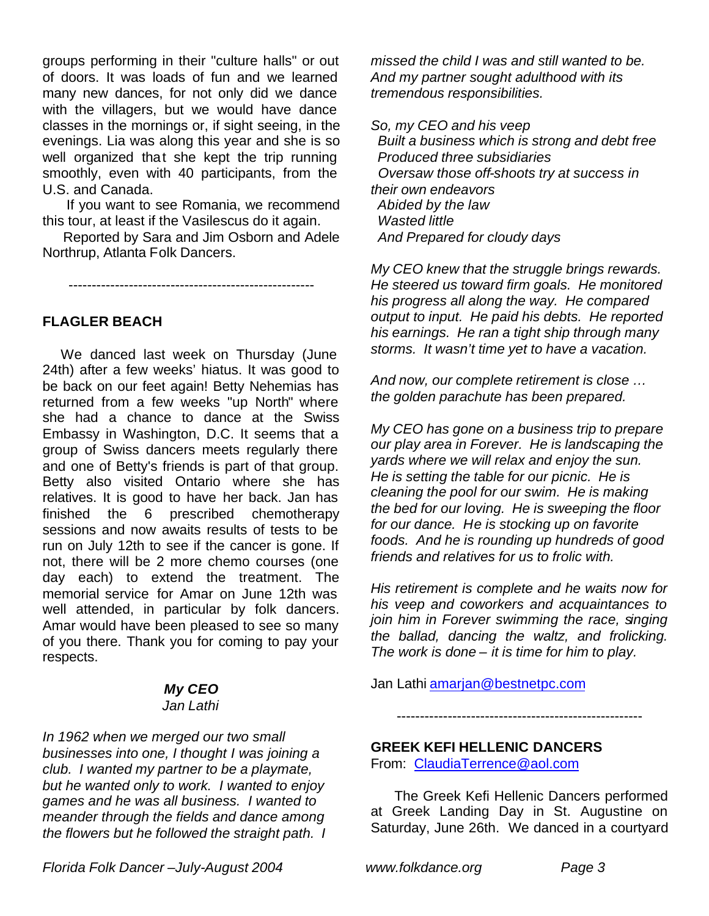groups performing in their "culture halls" or out of doors. It was loads of fun and we learned many new dances, for not only did we dance with the villagers, but we would have dance classes in the mornings or, if sight seeing, in the evenings. Lia was along this year and she is so well organized that she kept the trip running smoothly, even with 40 participants, from the U.S. and Canada.

If you want to see Romania, we recommend this tour, at least if the Vasilescus do it again.

Reported by Sara and Jim Osborn and Adele Northrup, Atlanta Folk Dancers.

-----------------------------------------------------

## FLAGLER BEACH

We danced last week on Thursday (June 24th) after a few weeks' hiatus. It was good to be back on our feet again! Betty Nehemias has returned from a few weeks "up North" where she had a chance to dance at the Swiss Embassy in Washington, D.C. It seems that a group of Swiss dancers meets regularly there and one of Betty's friends is part of that group. Betty also visited Ontario where she has relatives. It is good to have her back. Jan has finished the 6 prescribed chemotherapy sessions and now awaits results of tests to be run on July 12th to see if the cancer is gone. If not, there will be 2 more chemo courses (one day each) to extend the treatment. The memorial service for Amar on June 12th was well attended, in particular by folk dancers. Amar would have been pleased to see so many of you there. Thank you for coming to pay your respects.

### *My CEO*

*Jan Lathi*

*In 1962 when we merged our two small businesses into one, I thought I was joining a club. I wanted my partner to be a playmate, but he wanted only to work. I wanted to enjoy games and he was all business. I wanted to meander through the fields and dance among the flowers but he followed the straight path. I missed the child I was and still wanted to be. And my partner sought adulthood with its tremendous responsibilities.*

*So, my CEO and his veep*
*Built a business which is strong and debt free*
*Produced three subsidiaries*
*Oversaw those off-shoots try at success in their own endeavors*
*Abided by the law*
*Wasted little*
*And Prepared for cloudy days*

*My CEO knew that the struggle brings rewards. He steered us toward firm goals. He monitored his progress all along the way. He compared output to input. He paid his debts. He reported his earnings. He ran a tight ship through many storms. It wasn't time yet to have a vacation.*

*And now, our complete retirement is close … the golden parachute has been prepared.*

*My CEO has gone on a business trip to prepare our play area in Forever. He is landscaping the yards where we will relax and enjoy the sun. He is setting the table for our picnic. He is cleaning the pool for our swim. He is making the bed for our loving. He is sweeping the floor for our dance. He is stocking up on favorite foods. And he is rounding up hundreds of good friends and relatives for us to frolic with.*

*His retirement is complete and he waits now for his veep and coworkers and acquaintances to join him in Forever swimming the race, singing the ballad, dancing the waltz, and frolicking. The work is done – it is time for him to play.*

Jan Lathi amarjan@bestnetpc.com

-----------------------------------------------------

## GREEK KEFI HELLENIC DANCERS

From: ClaudiaTerrence@aol.com

The Greek Kefi Hellenic Dancers performed at Greek Landing Day in St. Augustine on Saturday, June 26th. We danced in a courtyard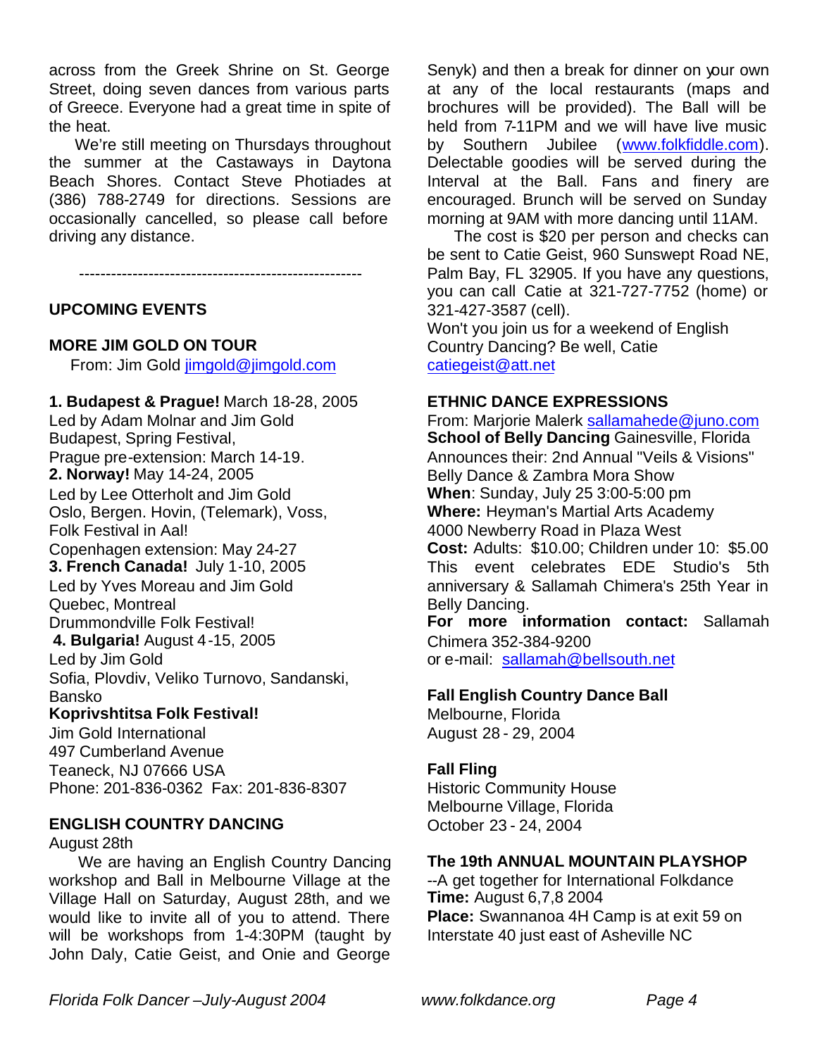across from the Greek Shrine on St. George Street, doing seven dances from various parts of Greece. Everyone had a great time in spite of the heat.

We're still meeting on Thursdays throughout the summer at the Castaways in Daytona Beach Shores. Contact Steve Photiades at (386) 788-2749 for directions. Sessions are occasionally cancelled, so please call before driving any distance.

-----------------------------------------------------

## UPCOMING EVENTS

### MORE JIM GOLD ON TOUR

From: Jim Gold jimgold@jimgold.com

**1. Budapest & Prague!** March 18-28, 2005
Led by Adam Molnar and Jim Gold
Budapest, Spring Festival,
Prague pre-extension: March 14-19.

**2. Norway!** May 14-24, 2005
Led by Lee Otterholt and Jim Gold
Oslo, Bergen. Hovin, (Telemark), Voss,
Folk Festival in Aal!
Copenhagen extension: May 24-27

**3. French Canada!** July 1-10, 2005
Led by Yves Moreau and Jim Gold
Quebec, Montreal
Drummondville Folk Festival!

**4. Bulgaria!** August 4-15, 2005
Led by Jim Gold
Sofia, Plovdiv, Veliko Turnovo, Sandanski, Bansko
**Koprivshtitsa Folk Festival!**

Jim Gold International
497 Cumberland Avenue
Teaneck, NJ 07666 USA
Phone: 201-836-0362 Fax: 201-836-8307

### ENGLISH COUNTRY DANCING

August 28th

We are having an English Country Dancing workshop and Ball in Melbourne Village at the Village Hall on Saturday, August 28th, and we would like to invite all of you to attend. There will be workshops from 1-4:30PM (taught by John Daly, Catie Geist, and Onie and George Senyk) and then a break for dinner on your own at any of the local restaurants (maps and brochures will be provided). The Ball will be held from 7-11PM and we will have live music by Southern Jubilee (www.folkfiddle.com). Delectable goodies will be served during the Interval at the Ball. Fans and finery are encouraged. Brunch will be served on Sunday morning at 9AM with more dancing until 11AM.

The cost is $20 per person and checks can be sent to Catie Geist, 960 Sunswept Road NE, Palm Bay, FL 32905. If you have any questions, you can call Catie at 321-727-7752 (home) or 321-427-3587 (cell).

Won't you join us for a weekend of English Country Dancing? Be well, Catie
catiegeist@att.net

### ETHNIC DANCE EXPRESSIONS

From: Marjorie Malerk sallamahede@juno.com
**School of Belly Dancing** Gainesville, Florida
Announces their: 2nd Annual "Veils & Visions" Belly Dance & Zambra Mora Show
**When**: Sunday, July 25 3:00-5:00 pm
**Where:** Heyman's Martial Arts Academy
4000 Newberry Road in Plaza West
**Cost:** Adults: $10.00; Children under 10: $5.00
This event celebrates EDE Studio's 5th anniversary & Sallamah Chimera's 25th Year in Belly Dancing.
**For more information contact:** Sallamah Chimera 352-384-9200
or e-mail: sallamah@bellsouth.net

### Fall English Country Dance Ball

Melbourne, Florida
August 28 - 29, 2004

### Fall Fling

Historic Community House
Melbourne Village, Florida
October 23 - 24, 2004

### The 19th ANNUAL MOUNTAIN PLAYSHOP

--A get together for International Folkdance
**Time:** August 6,7,8 2004
**Place:** Swannanoa 4H Camp is at exit 59 on Interstate 40 just east of Asheville NC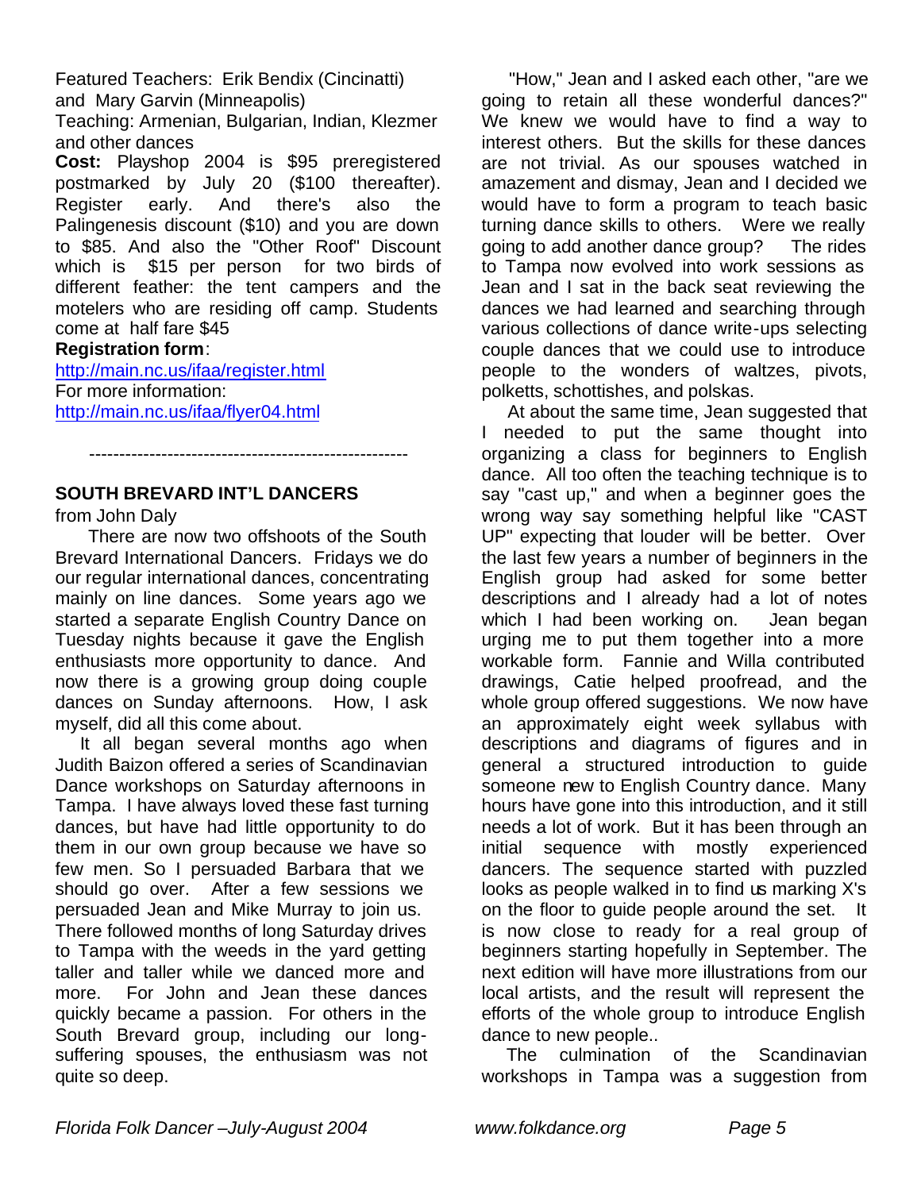Featured Teachers: Erik Bendix (Cincinatti) and Mary Garvin (Minneapolis)

Teaching: Armenian, Bulgarian, Indian, Klezmer and other dances

**Cost:** Playshop 2004 is $95 preregistered postmarked by July 20 ($100 thereafter). Register early. And there's also the Palingenesis discount ($10) and you are down to $85. And also the "Other Roof" Discount which is $15 per person for two birds of different feather: the tent campers and the motelers who are residing off camp. Students come at half fare $45

**Registration form**:
http://main.nc.us/ifaa/register.html

For more information:
http://main.nc.us/ifaa/flyer04.html

-----------------------------------------------------

## SOUTH BREVARD INT'L DANCERS

from John Daly

There are now two offshoots of the South Brevard International Dancers. Fridays we do our regular international dances, concentrating mainly on line dances. Some years ago we started a separate English Country Dance on Tuesday nights because it gave the English enthusiasts more opportunity to dance. And now there is a growing group doing couple dances on Sunday afternoons. How, I ask myself, did all this come about.

It all began several months ago when Judith Baizon offered a series of Scandinavian Dance workshops on Saturday afternoons in Tampa. I have always loved these fast turning dances, but have had little opportunity to do them in our own group because we have so few men. So I persuaded Barbara that we should go over. After a few sessions we persuaded Jean and Mike Murray to join us. There followed months of long Saturday drives to Tampa with the weeds in the yard getting taller and taller while we danced more and more. For John and Jean these dances quickly became a passion. For others in the South Brevard group, including our long-suffering spouses, the enthusiasm was not quite so deep.

"How," Jean and I asked each other, "are we going to retain all these wonderful dances?" We knew we would have to find a way to interest others. But the skills for these dances are not trivial. As our spouses watched in amazement and dismay, Jean and I decided we would have to form a program to teach basic turning dance skills to others. Were we really going to add another dance group? The rides to Tampa now evolved into work sessions as Jean and I sat in the back seat reviewing the dances we had learned and searching through various collections of dance write-ups selecting couple dances that we could use to introduce people to the wonders of waltzes, pivots, polketts, schottishes, and polskas.

At about the same time, Jean suggested that I needed to put the same thought into organizing a class for beginners to English dance. All too often the teaching technique is to say "cast up," and when a beginner goes the wrong way say something helpful like "CAST UP" expecting that louder will be better. Over the last few years a number of beginners in the English group had asked for some better descriptions and I already had a lot of notes which I had been working on. Jean began urging me to put them together into a more workable form. Fannie and Willa contributed drawings, Catie helped proofread, and the whole group offered suggestions. We now have an approximately eight week syllabus with descriptions and diagrams of figures and in general a structured introduction to guide someone new to English Country dance. Many hours have gone into this introduction, and it still needs a lot of work. But it has been through an initial sequence with mostly experienced dancers. The sequence started with puzzled looks as people walked in to find us marking X's on the floor to guide people around the set. It is now close to ready for a real group of beginners starting hopefully in September. The next edition will have more illustrations from our local artists, and the result will represent the efforts of the whole group to introduce English dance to new people..

The culmination of the Scandinavian workshops in Tampa was a suggestion from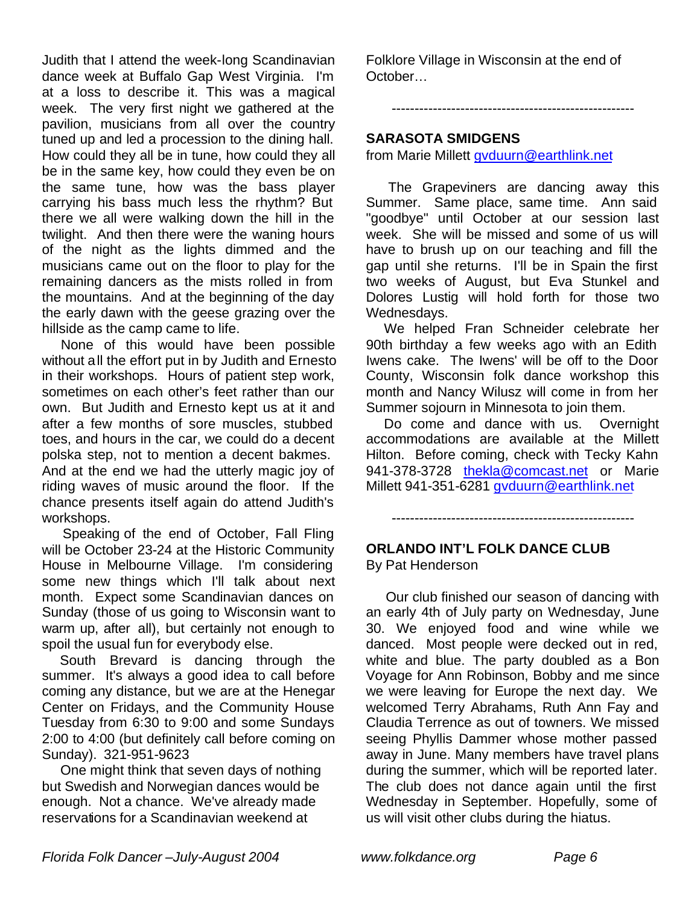Judith that I attend the week-long Scandinavian dance week at Buffalo Gap West Virginia. I'm at a loss to describe it. This was a magical week. The very first night we gathered at the pavilion, musicians from all over the country tuned up and led a procession to the dining hall. How could they all be in tune, how could they all be in the same key, how could they even be on the same tune, how was the bass player carrying his bass much less the rhythm? But there we all were walking down the hill in the twilight. And then there were the waning hours of the night as the lights dimmed and the musicians came out on the floor to play for the remaining dancers as the mists rolled in from the mountains. And at the beginning of the day the early dawn with the geese grazing over the hillside as the camp came to life.

None of this would have been possible without all the effort put in by Judith and Ernesto in their workshops. Hours of patient step work, sometimes on each other's feet rather than our own. But Judith and Ernesto kept us at it and after a few months of sore muscles, stubbed toes, and hours in the car, we could do a decent polska step, not to mention a decent bakmes. And at the end we had the utterly magic joy of riding waves of music around the floor. If the chance presents itself again do attend Judith's workshops.

Speaking of the end of October, Fall Fling will be October 23-24 at the Historic Community House in Melbourne Village. I'm considering some new things which I'll talk about next month. Expect some Scandinavian dances on Sunday (those of us going to Wisconsin want to warm up, after all), but certainly not enough to spoil the usual fun for everybody else.

South Brevard is dancing through the summer. It's always a good idea to call before coming any distance, but we are at the Henegar Center on Fridays, and the Community House Tuesday from 6:30 to 9:00 and some Sundays 2:00 to 4:00 (but definitely call before coming on Sunday). 321-951-9623

One might think that seven days of nothing but Swedish and Norwegian dances would be enough. Not a chance. We've already made reservations for a Scandinavian weekend at Folklore Village in Wisconsin at the end of October…

-----------------------------------------------------

## SARASOTA SMIDGENS

from Marie Millett gvduurn@earthlink.net

The Grapeviners are dancing away this Summer. Same place, same time. Ann said "goodbye" until October at our session last week. She will be missed and some of us will have to brush up on our teaching and fill the gap until she returns. I'll be in Spain the first two weeks of August, but Eva Stunkel and Dolores Lustig will hold forth for those two Wednesdays.

We helped Fran Schneider celebrate her 90th birthday a few weeks ago with an Edith Iwens cake. The Iwens' will be off to the Door County, Wisconsin folk dance workshop this month and Nancy Wilusz will come in from her Summer sojourn in Minnesota to join them.

Do come and dance with us. Overnight accommodations are available at the Millett Hilton. Before coming, check with Tecky Kahn 941-378-3728 thekla@comcast.net or Marie Millett 941-351-6281 gvduurn@earthlink.net

-----------------------------------------------------

## ORLANDO INT'L FOLK DANCE CLUB

By Pat Henderson

Our club finished our season of dancing with an early 4th of July party on Wednesday, June 30. We enjoyed food and wine while we danced. Most people were decked out in red, white and blue. The party doubled as a Bon Voyage for Ann Robinson, Bobby and me since we were leaving for Europe the next day. We welcomed Terry Abrahams, Ruth Ann Fay and Claudia Terrence as out of towners. We missed seeing Phyllis Dammer whose mother passed away in June. Many members have travel plans during the summer, which will be reported later. The club does not dance again until the first Wednesday in September. Hopefully, some of us will visit other clubs during the hiatus.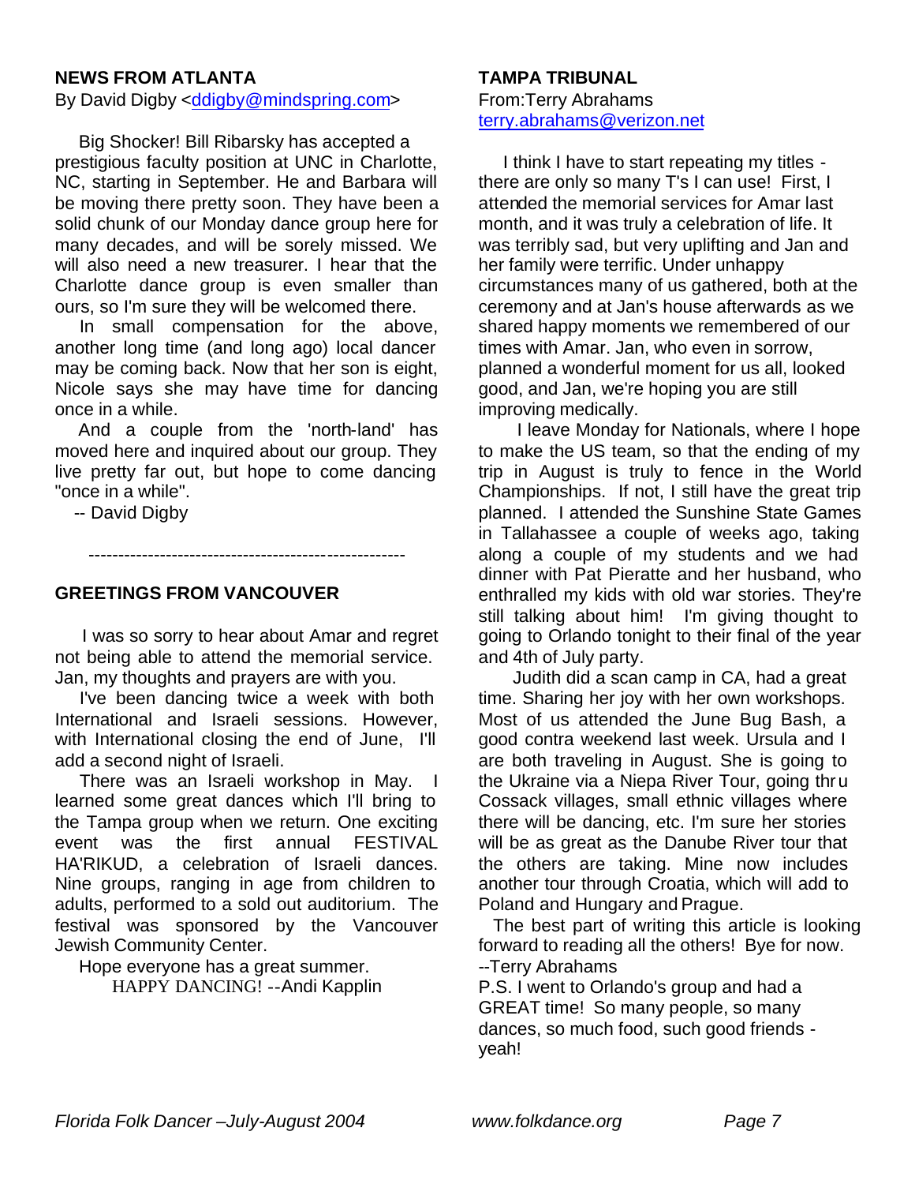## NEWS FROM ATLANTA

By David Digby <ddigby@mindspring.com>

Big Shocker! Bill Ribarsky has accepted a prestigious faculty position at UNC in Charlotte, NC, starting in September. He and Barbara will be moving there pretty soon. They have been a solid chunk of our Monday dance group here for many decades, and will be sorely missed. We will also need a new treasurer. I hear that the Charlotte dance group is even smaller than ours, so I'm sure they will be welcomed there.

In small compensation for the above, another long time (and long ago) local dancer may be coming back. Now that her son is eight, Nicole says she may have time for dancing once in a while.

And a couple from the 'north-land' has moved here and inquired about our group. They live pretty far out, but hope to come dancing "once in a while".

-- David Digby

-----------------------------------------------------

## GREETINGS FROM VANCOUVER

I was so sorry to hear about Amar and regret not being able to attend the memorial service. Jan, my thoughts and prayers are with you.

I've been dancing twice a week with both International and Israeli sessions. However, with International closing the end of June, I'll add a second night of Israeli.

There was an Israeli workshop in May. I learned some great dances which I'll bring to the Tampa group when we return. One exciting event was the first annual FESTIVAL HA'RIKUD, a celebration of Israeli dances. Nine groups, ranging in age from children to adults, performed to a sold out auditorium. The festival was sponsored by the Vancouver Jewish Community Center.

Hope everyone has a great summer.

HAPPY DANCING! --Andi Kapplin

## TAMPA TRIBUNAL

From:Terry Abrahams
terry.abrahams@verizon.net

I think I have to start repeating my titles - there are only so many T's I can use! First, I attended the memorial services for Amar last month, and it was truly a celebration of life. It was terribly sad, but very uplifting and Jan and her family were terrific. Under unhappy circumstances many of us gathered, both at the ceremony and at Jan's house afterwards as we shared happy moments we remembered of our times with Amar. Jan, who even in sorrow, planned a wonderful moment for us all, looked good, and Jan, we're hoping you are still improving medically.

I leave Monday for Nationals, where I hope to make the US team, so that the ending of my trip in August is truly to fence in the World Championships. If not, I still have the great trip planned. I attended the Sunshine State Games in Tallahassee a couple of weeks ago, taking along a couple of my students and we had dinner with Pat Pieratte and her husband, who enthralled my kids with old war stories. They're still talking about him! I'm giving thought to going to Orlando tonight to their final of the year and 4th of July party.

Judith did a scan camp in CA, had a great time. Sharing her joy with her own workshops. Most of us attended the June Bug Bash, a good contra weekend last week. Ursula and I are both traveling in August. She is going to the Ukraine via a Niepa River Tour, going thru Cossack villages, small ethnic villages where there will be dancing, etc. I'm sure her stories will be as great as the Danube River tour that the others are taking. Mine now includes another tour through Croatia, which will add to Poland and Hungary and Prague.

The best part of writing this article is looking forward to reading all the others! Bye for now.
--Terry Abrahams

P.S. I went to Orlando's group and had a GREAT time! So many people, so many dances, so much food, such good friends - yeah!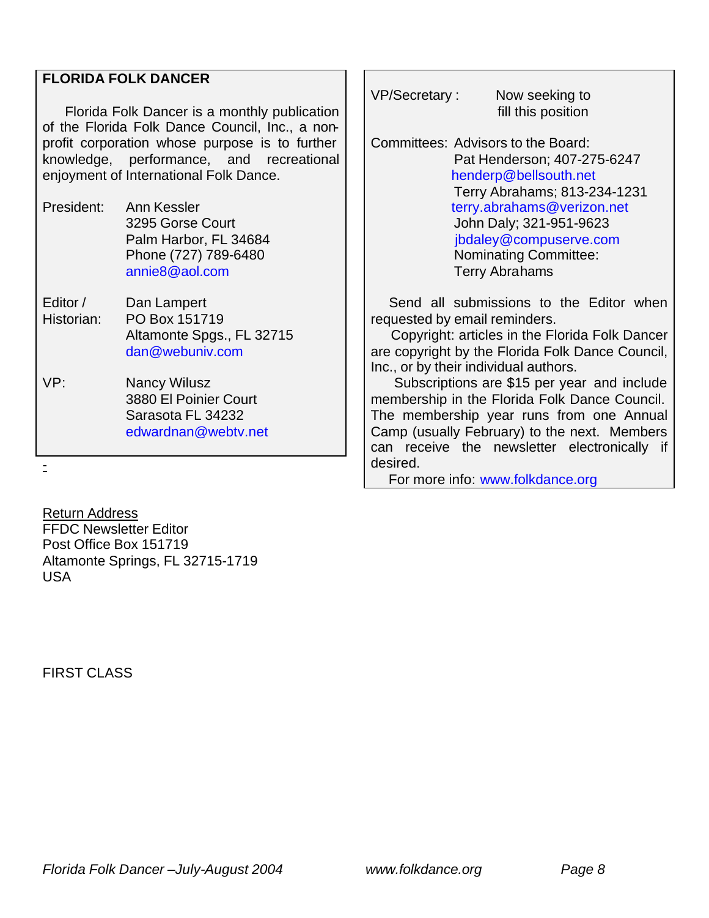**FLORIDA FOLK DANCER**

Florida Folk Dancer is a monthly publication of the Florida Folk Dance Council, Inc., a non-profit corporation whose purpose is to further knowledge, performance, and recreational enjoyment of International Folk Dance.

President: Ann Kessler
3295 Gorse Court
Palm Harbor, FL 34684
Phone (727) 789-6480
annie8@aol.com

Editor / Historian: Dan Lampert
PO Box 151719
Altamonte Spgs., FL 32715
dan@webuniv.com

VP: Nancy Wilusz
3880 El Poinier Court
Sarasota FL 34232
edwardnan@webtv.net

VP/Secretary : Now seeking to fill this position

Committees: Advisors to the Board:
Pat Henderson; 407-275-6247
henderp@bellsouth.net
Terry Abrahams; 813-234-1231
terry.abrahams@verizon.net
John Daly; 321-951-9623
jbdaley@compuserve.com
Nominating Committee:
Terry Abrahams

Send all submissions to the Editor when requested by email reminders.

Copyright: articles in the Florida Folk Dancer are copyright by the Florida Folk Dance Council, Inc., or by their individual authors.

Subscriptions are $15 per year and include membership in the Florida Folk Dance Council. The membership year runs from one Annual Camp (usually February) to the next. Members can receive the newsletter electronically if desired.

For more info: www.folkdance.org

Return Address
FFDC Newsletter Editor
Post Office Box 151719
Altamonte Springs, FL 32715-1719
USA

FIRST CLASS